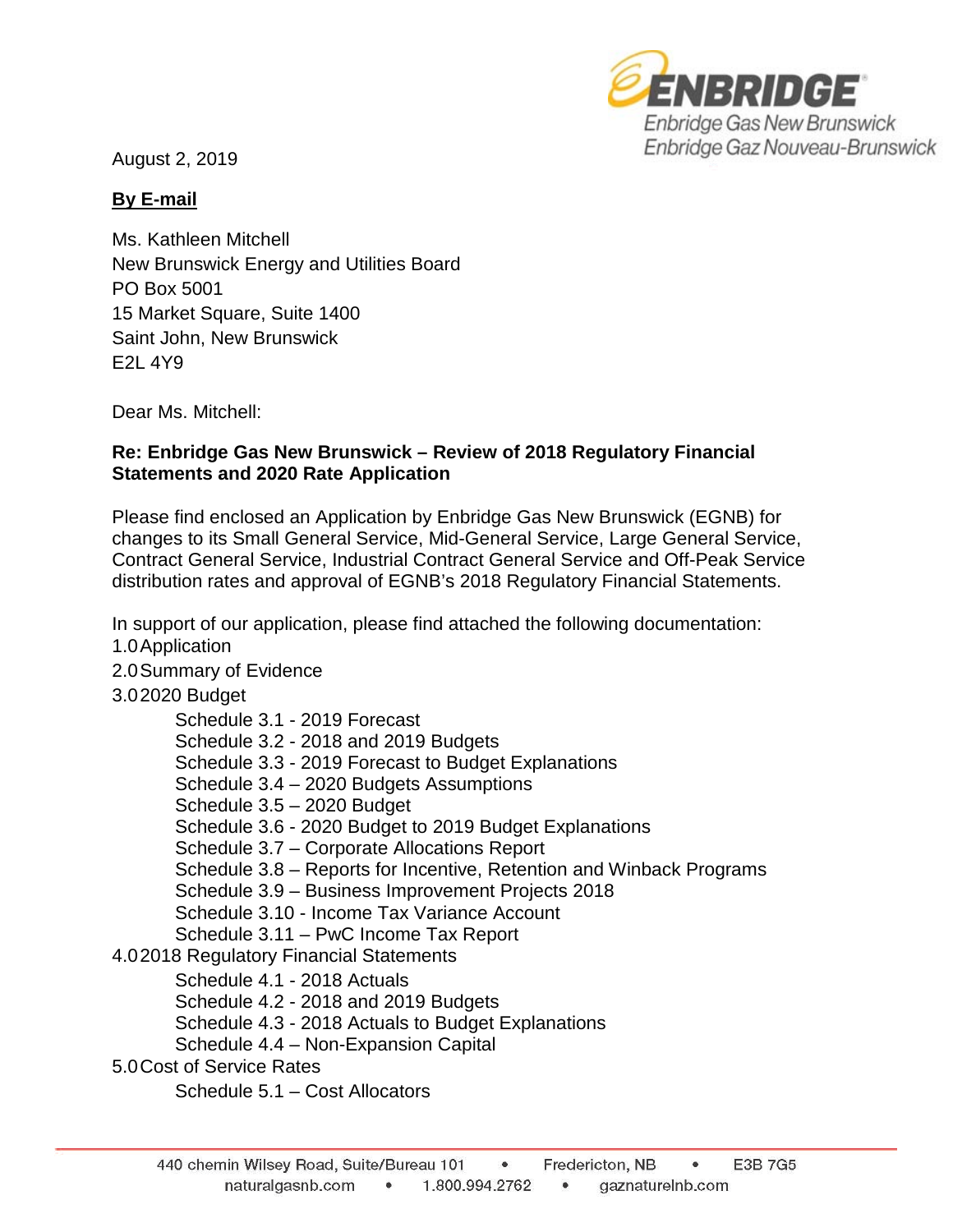August 2, 2019

**By E-mail**

Ms. Kathleen Mitchell
New Brunswick Energy and Utilities Board
PO Box 5001
15 Market Square, Suite 1400
Saint John, New Brunswick
E2L 4Y9

Dear Ms. Mitchell:

**Re: Enbridge Gas New Brunswick – Review of 2018 Regulatory Financial Statements and 2020 Rate Application**

Please find enclosed an Application by Enbridge Gas New Brunswick (EGNB) for changes to its Small General Service, Mid-General Service, Large General Service, Contract General Service, Industrial Contract General Service and Off-Peak Service distribution rates and approval of EGNB's 2018 Regulatory Financial Statements.

In support of our application, please find attached the following documentation:

1.0 Application

2.0 Summary of Evidence

3.0 2020 Budget

- Schedule 3.1 - 2019 Forecast
- Schedule 3.2 - 2018 and 2019 Budgets
- Schedule 3.3 - 2019 Forecast to Budget Explanations
- Schedule 3.4 – 2020 Budgets Assumptions
- Schedule 3.5 – 2020 Budget
- Schedule 3.6 - 2020 Budget to 2019 Budget Explanations
- Schedule 3.7 – Corporate Allocations Report
- Schedule 3.8 – Reports for Incentive, Retention and Winback Programs
- Schedule 3.9 – Business Improvement Projects 2018
- Schedule 3.10 - Income Tax Variance Account
- Schedule 3.11 – PwC Income Tax Report

4.0 2018 Regulatory Financial Statements

- Schedule 4.1 - 2018 Actuals
- Schedule 4.2 - 2018 and 2019 Budgets
- Schedule 4.3 - 2018 Actuals to Budget Explanations
- Schedule 4.4 – Non-Expansion Capital

5.0 Cost of Service Rates

- Schedule 5.1 – Cost Allocators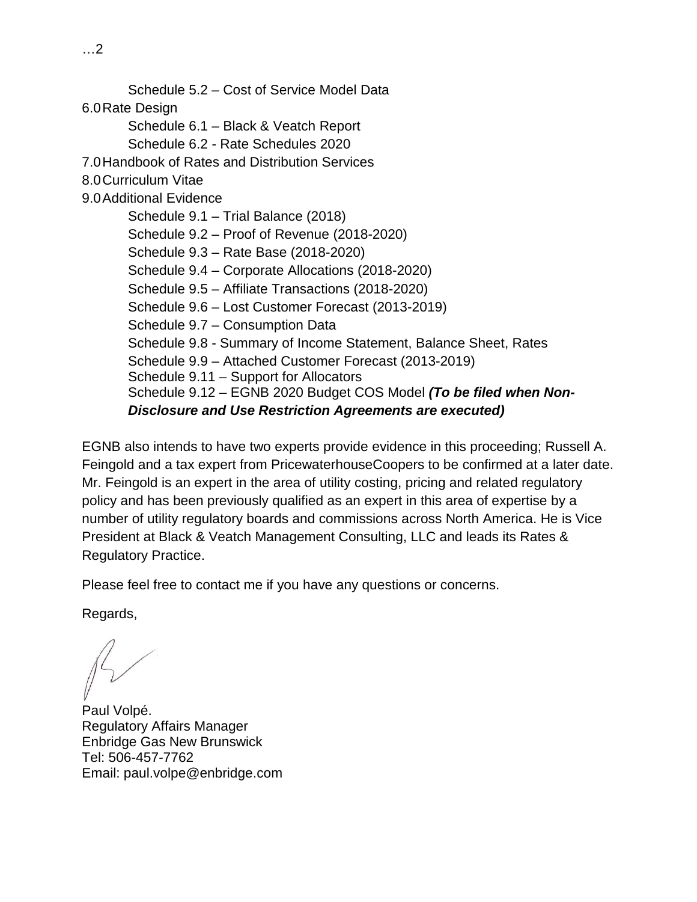Schedule 5.2 – Cost of Service Model Data

6.0 Rate Design

Schedule 6.1 – Black & Veatch Report

Schedule 6.2 - Rate Schedules 2020

7.0 Handbook of Rates and Distribution Services

8.0 Curriculum Vitae

9.0 Additional Evidence

Schedule 9.1 – Trial Balance (2018)

Schedule 9.2 – Proof of Revenue (2018-2020)

Schedule 9.3 – Rate Base (2018-2020)

Schedule 9.4 – Corporate Allocations (2018-2020)

Schedule 9.5 – Affiliate Transactions (2018-2020)

Schedule 9.6 – Lost Customer Forecast (2013-2019)

Schedule 9.7 – Consumption Data

Schedule 9.8 - Summary of Income Statement, Balance Sheet, Rates

Schedule 9.9 – Attached Customer Forecast (2013-2019)

Schedule 9.11 – Support for Allocators

Schedule 9.12 – EGNB 2020 Budget COS Model ***(To be filed when Non-Disclosure and Use Restriction Agreements are executed)***

EGNB also intends to have two experts provide evidence in this proceeding; Russell A. Feingold and a tax expert from PricewaterhouseCoopers to be confirmed at a later date. Mr. Feingold is an expert in the area of utility costing, pricing and related regulatory policy and has been previously qualified as an expert in this area of expertise by a number of utility regulatory boards and commissions across North America. He is Vice President at Black & Veatch Management Consulting, LLC and leads its Rates & Regulatory Practice.

Please feel free to contact me if you have any questions or concerns.

Regards,

Paul Volpé.
Regulatory Affairs Manager
Enbridge Gas New Brunswick
Tel: 506-457-7762
Email: paul.volpe@enbridge.com